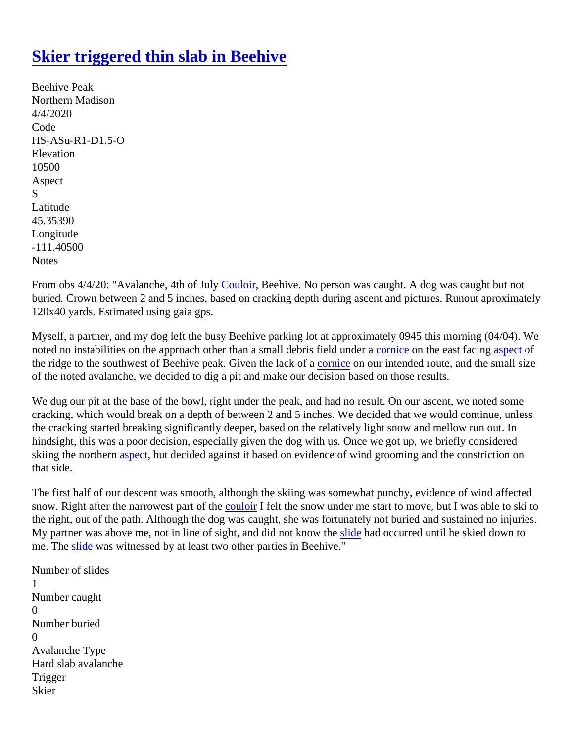# Skier triggered thin slab in Beehive

Beehive Peak
Northern Madison
4/4/2020
Code
HS-ASu-R1-D1.5-O
Elevation
10500
Aspect
S
Latitude
45.35390
Longitude
-111.40500
Notes

From obs 4/4/20: "Avalanche, 4th of July Couloir, Beehive. No person was caught. A dog was caught but not buried. Crown between 2 and 5 inches, based on cracking depth during ascent and pictures. Runout aproximately 120x40 yards. Estimated using gaia gps.

Myself, a partner, and my dog left the busy Beehive parking lot at approximately 0945 this morning (04/04). We noted no instabilities on the approach other than a small debris field under a cornice on the east facing aspect of the ridge to the southwest of Beehive peak. Given the lack of a cornice on our intended route, and the small size of the noted avalanche, we decided to dig a pit and make our decision based on those results.

We dug our pit at the base of the bowl, right under the peak, and had no result. On our ascent, we noted some cracking, which would break on a depth of between 2 and 5 inches. We decided that we would continue, unless the cracking started breaking significantly deeper, based on the relatively light snow and mellow run out. In hindsight, this was a poor decision, especially given the dog with us. Once we got up, we briefly considered skiing the northern aspect, but decided against it based on evidence of wind grooming and the constriction on that side.

The first half of our descent was smooth, although the skiing was somewhat punchy, evidence of wind affected snow. Right after the narrowest part of the couloir I felt the snow under me start to move, but I was able to ski to the right, out of the path. Although the dog was caught, she was fortunately not buried and sustained no injuries. My partner was above me, not in line of sight, and did not know the slide had occurred until he skied down to me. The slide was witnessed by at least two other parties in Beehive."

Number of slides
1
Number caught
0
Number buried
0
Avalanche Type
Hard slab avalanche
Trigger
Skier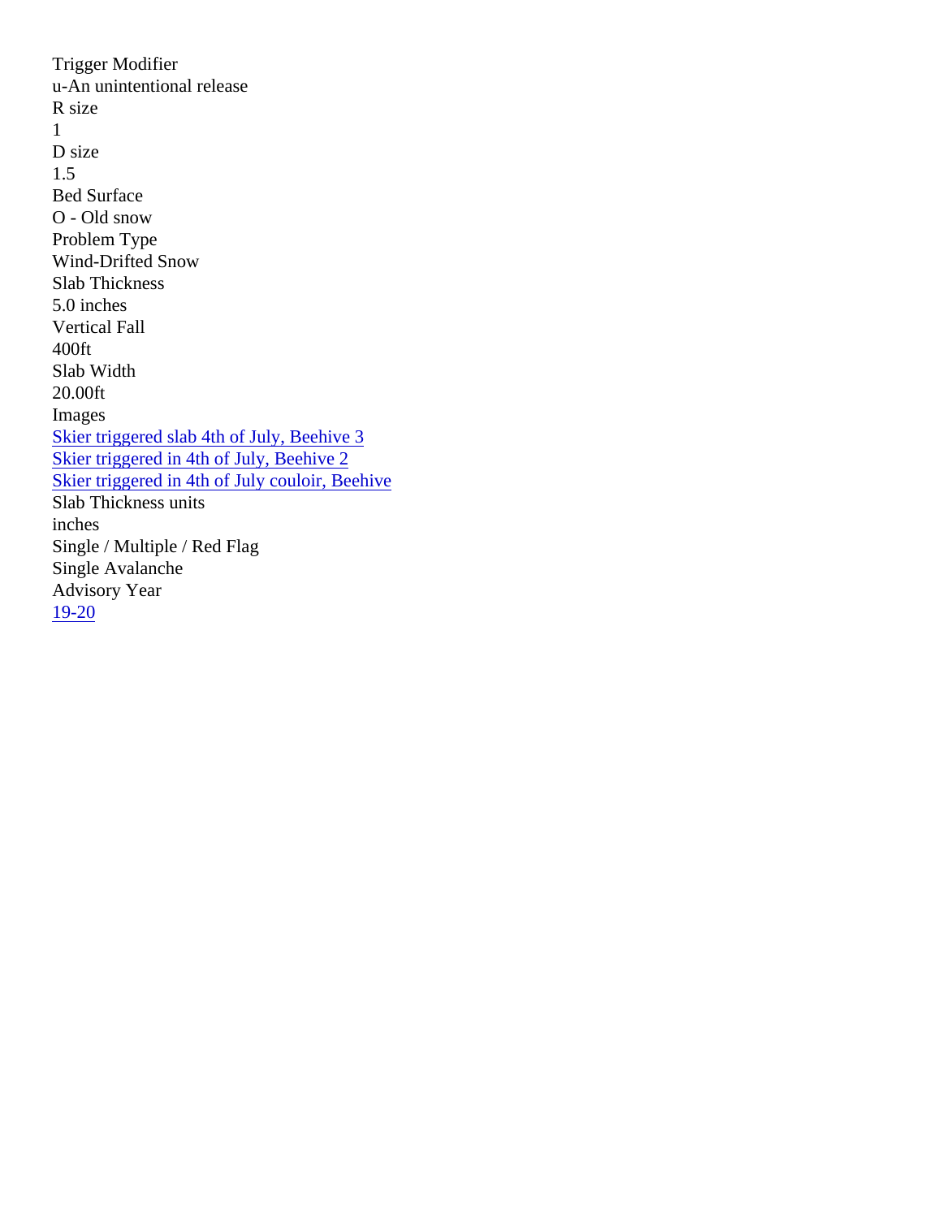Trigger Modifier
u-An unintentional release
R size
1
D size
1.5
Bed Surface
O - Old snow
Problem Type
Wind-Drifted Snow
Slab Thickness
5.0 inches
Vertical Fall
400ft
Slab Width
20.00ft
Images
Skier triggered slab 4th of July, Beehive 3
Skier triggered in 4th of July, Beehive 2
Skier triggered in 4th of July couloir, Beehive
Slab Thickness units
inches
Single / Multiple / Red Flag
Single Avalanche
Advisory Year
19-20